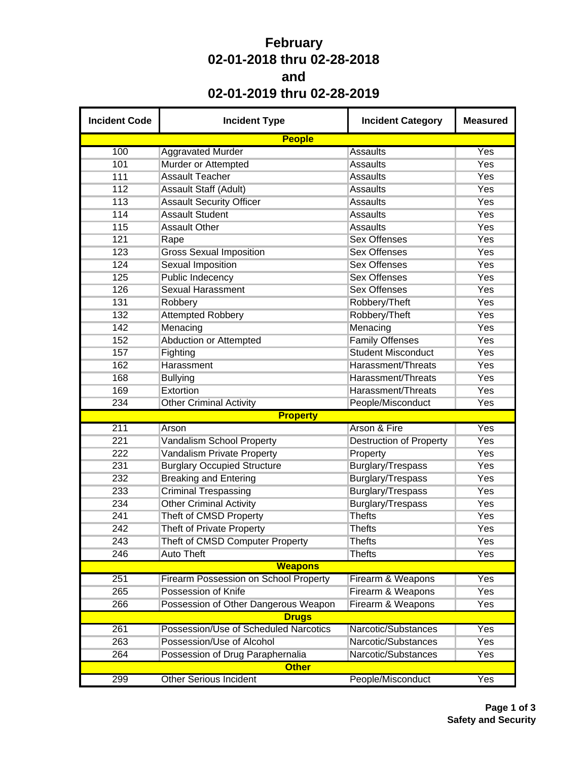# February
# 02-01-2018 thru 02-28-2018
# and
# 02-01-2019 thru 02-28-2019

| Incident Code | Incident Type | Incident Category | Measured |
|---|---|---|---|
| **People** | | | |
| 100 | Aggravated Murder | Assaults | Yes |
| 101 | Murder or Attempted | Assaults | Yes |
| 111 | Assault Teacher | Assaults | Yes |
| 112 | Assault Staff (Adult) | Assaults | Yes |
| 113 | Assault Security Officer | Assaults | Yes |
| 114 | Assault Student | Assaults | Yes |
| 115 | Assault Other | Assaults | Yes |
| 121 | Rape | Sex Offenses | Yes |
| 123 | Gross Sexual Imposition | Sex Offenses | Yes |
| 124 | Sexual Imposition | Sex Offenses | Yes |
| 125 | Public Indecency | Sex Offenses | Yes |
| 126 | Sexual Harassment | Sex Offenses | Yes |
| 131 | Robbery | Robbery/Theft | Yes |
| 132 | Attempted Robbery | Robbery/Theft | Yes |
| 142 | Menacing | Menacing | Yes |
| 152 | Abduction or Attempted | Family Offenses | Yes |
| 157 | Fighting | Student Misconduct | Yes |
| 162 | Harassment | Harassment/Threats | Yes |
| 168 | Bullying | Harassment/Threats | Yes |
| 169 | Extortion | Harassment/Threats | Yes |
| 234 | Other Criminal Activity | People/Misconduct | Yes |
| **Property** | | | |
| 211 | Arson | Arson & Fire | Yes |
| 221 | Vandalism School Property | Destruction of Property | Yes |
| 222 | Vandalism Private Property | Property | Yes |
| 231 | Burglary Occupied Structure | Burglary/Trespass | Yes |
| 232 | Breaking and Entering | Burglary/Trespass | Yes |
| 233 | Criminal Trespassing | Burglary/Trespass | Yes |
| 234 | Other Criminal Activity | Burglary/Trespass | Yes |
| 241 | Theft of CMSD Property | Thefts | Yes |
| 242 | Theft of Private Property | Thefts | Yes |
| 243 | Theft of CMSD Computer Property | Thefts | Yes |
| 246 | Auto Theft | Thefts | Yes |
| **Weapons** | | | |
| 251 | Firearm Possession on School Property | Firearm & Weapons | Yes |
| 265 | Possession of Knife | Firearm & Weapons | Yes |
| 266 | Possession of Other Dangerous Weapon | Firearm & Weapons | Yes |
| **Drugs** | | | |
| 261 | Possession/Use of Scheduled Narcotics | Narcotic/Substances | Yes |
| 263 | Possession/Use of Alcohol | Narcotic/Substances | Yes |
| 264 | Possession of Drug Paraphernalia | Narcotic/Substances | Yes |
| **Other** | | | |
| 299 | Other Serious Incident | People/Misconduct | Yes |

**Safety and Security**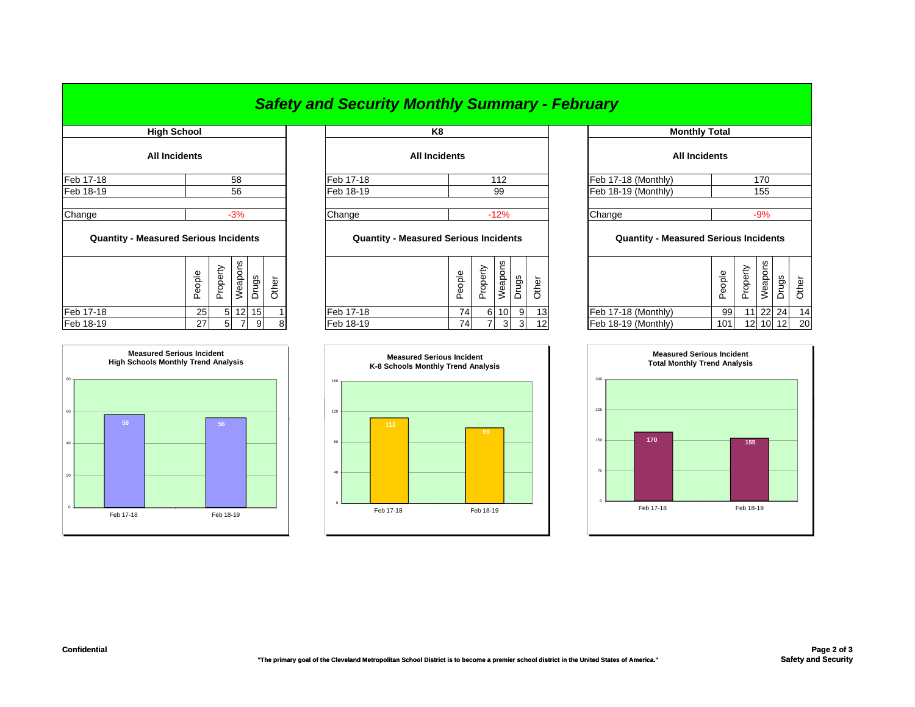# Safety and Security Monthly Summary - February

## High School

### All Incidents

| | |
|---|---|
| Feb 17-18 | 58 |
| Feb 18-19 | 56 |
| Change | -3% |

### Quantity - Measured Serious Incidents

| | People | Property | Weapons | Drugs | Other |
|---|---|---|---|---|---|
| Feb 17-18 | 25 | 5 | 12 | 15 | 1 |
| Feb 18-19 | 27 | 5 | 7 | 9 | 8 |

## K8

### All Incidents

| | |
|---|---|
| Feb 17-18 | 112 |
| Feb 18-19 | 99 |
| Change | -12% |

### Quantity - Measured Serious Incidents

| | People | Property | Weapons | Drugs | Other |
|---|---|---|---|---|---|
| Feb 17-18 | 74 | 6 | 10 | 9 | 13 |
| Feb 18-19 | 74 | 7 | 3 | 3 | 12 |

## Monthly Total

### All Incidents

| | |
|---|---|
| Feb 17-18 (Monthly) | 170 |
| Feb 18-19 (Monthly) | 155 |
| Change | -9% |

### Quantity - Measured Serious Incidents

| | People | Property | Weapons | Drugs | Other |
|---|---|---|---|---|---|
| Feb 17-18 (Monthly) | 99 | 11 | 22 | 24 | 14 |
| Feb 18-19 (Monthly) | 101 | 12 | 10 | 12 | 20 |

**Measured Serious Incident High Schools Monthly Trend Analysis**

| | Feb 17-18 | Feb 18-19 |
|---|---|---|
| High Schools | 58 | 56 |

**Measured Serious Incident K-8 Schools Monthly Trend Analysis**

| | Feb 17-18 | Feb 18-19 |
|---|---|---|
| K-8 Schools | 112 | 99 |

**Measured Serious Incident Total Monthly Trend Analysis**

| | Feb 17-18 | Feb 18-19 |
|---|---|---|
| Total | 170 | 155 |

**Confidential**

**"The primary goal of the Cleveland Metropolitan School District is to become a premier school district in the United States of America."**

**Safety and Security**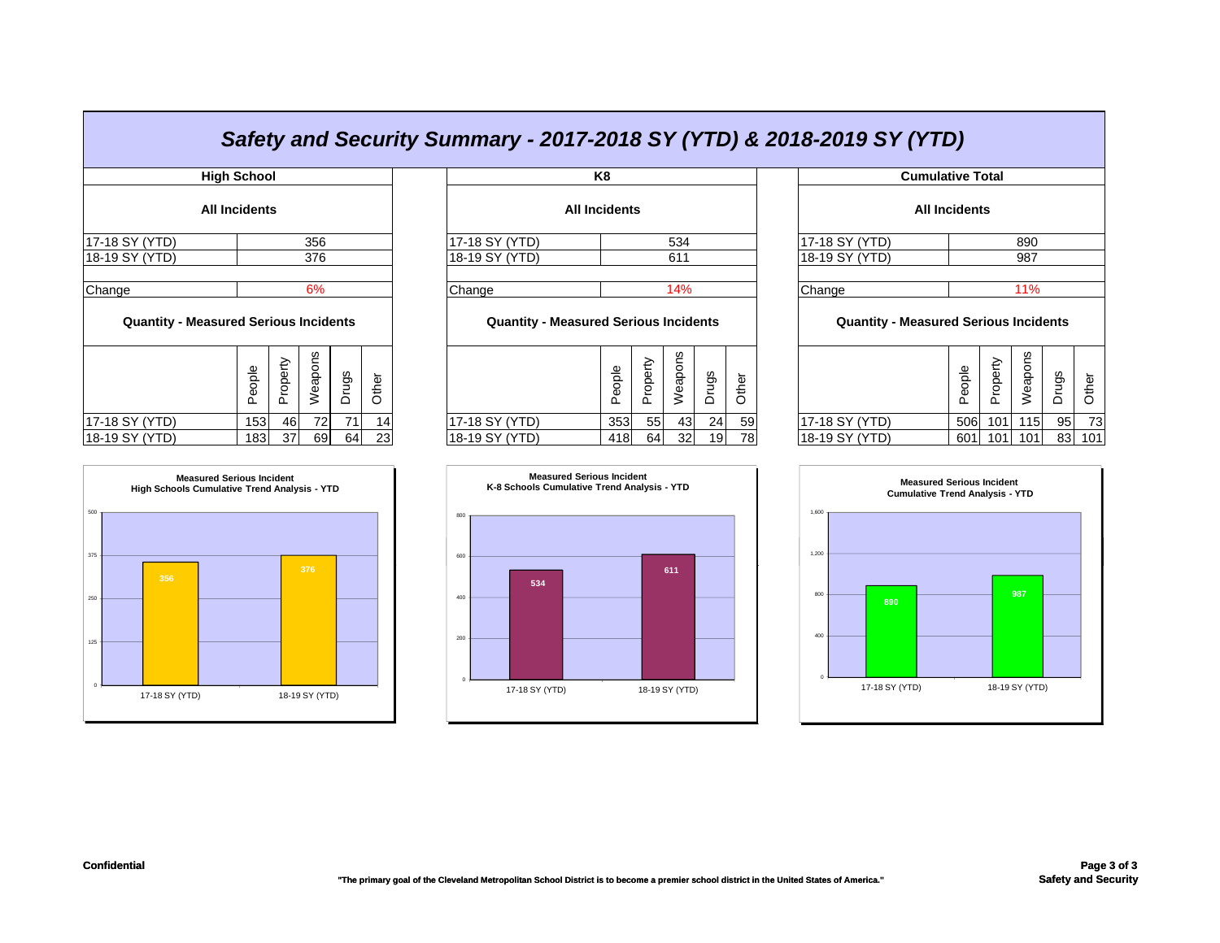# Safety and Security Summary - 2017-2018 SY (YTD) & 2018-2019 SY (YTD)

## High School

### All Incidents

| | |
|---|---|
| 17-18 SY (YTD) | 356 |
| 18-19 SY (YTD) | 376 |
| Change | 6% |

### Quantity - Measured Serious Incidents

| | People | Property | Weapons | Drugs | Other |
|---|---|---|---|---|---|
| 17-18 SY (YTD) | 153 | 46 | 72 | 71 | 14 |
| 18-19 SY (YTD) | 183 | 37 | 69 | 64 | 23 |

## K8

### All Incidents

| | |
|---|---|
| 17-18 SY (YTD) | 534 |
| 18-19 SY (YTD) | 611 |
| Change | 14% |

### Quantity - Measured Serious Incidents

| | People | Property | Weapons | Drugs | Other |
|---|---|---|---|---|---|
| 17-18 SY (YTD) | 353 | 55 | 43 | 24 | 59 |
| 18-19 SY (YTD) | 418 | 64 | 32 | 19 | 78 |

## Cumulative Total

### All Incidents

| | |
|---|---|
| 17-18 SY (YTD) | 890 |
| 18-19 SY (YTD) | 987 |
| Change | 11% |

### Quantity - Measured Serious Incidents

| | People | Property | Weapons | Drugs | Other |
|---|---|---|---|---|---|
| 17-18 SY (YTD) | 506 | 101 | 115 | 95 | 73 |
| 18-19 SY (YTD) | 601 | 101 | 101 | 83 | 101 |

**Measured Serious Incident**
**High Schools Cumulative Trend Analysis - YTD**

500
375
250
125
0
356
376
17-18 SY (YTD)
18-19 SY (YTD)

**Measured Serious Incident**
**K-8 Schools Cumulative Trend Analysis - YTD**

800
600
400
200
0
534
611
17-18 SY (YTD)
18-19 SY (YTD)

**Measured Serious Incident**
**Cumulative Trend Analysis - YTD**

1,600
1,200
800
400
0
890
987
17-18 SY (YTD)
18-19 SY (YTD)

**Confidential**

**"The primary goal of the Cleveland Metropolitan School District is to become a premier school district in the United States of America."**

**Safety and Security**